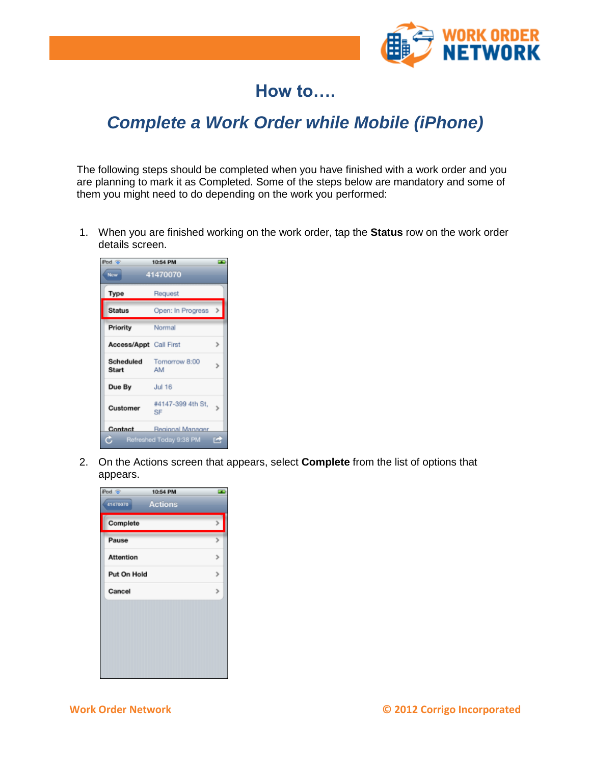# How to….

## *Complete a Work Order while Mobile (iPhone)*

The following steps should be completed when you have finished with a work order and you are planning to mark it as Completed. Some of the steps below are mandatory and some of them you might need to do depending on the work you performed:

1. When you are finished working on the work order, tap the **Status** row on the work order details screen.

2. On the Actions screen that appears, select **Complete** from the list of options that appears.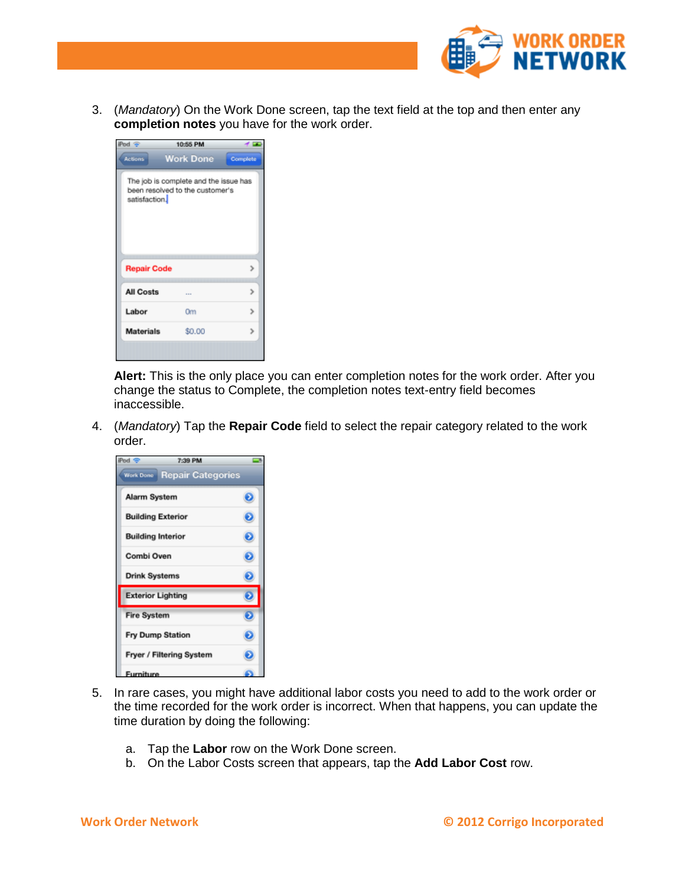3. (*Mandatory*) On the Work Done screen, tap the text field at the top and then enter any **completion notes** you have for the work order.

   **Alert:** This is the only place you can enter completion notes for the work order. After you change the status to Complete, the completion notes text-entry field becomes inaccessible.

4. (*Mandatory*) Tap the **Repair Code** field to select the repair category related to the work order.

5. In rare cases, you might have additional labor costs you need to add to the work order or the time recorded for the work order is incorrect. When that happens, you can update the time duration by doing the following:

   a. Tap the **Labor** row on the Work Done screen.
   b. On the Labor Costs screen that appears, tap the **Add Labor Cost** row.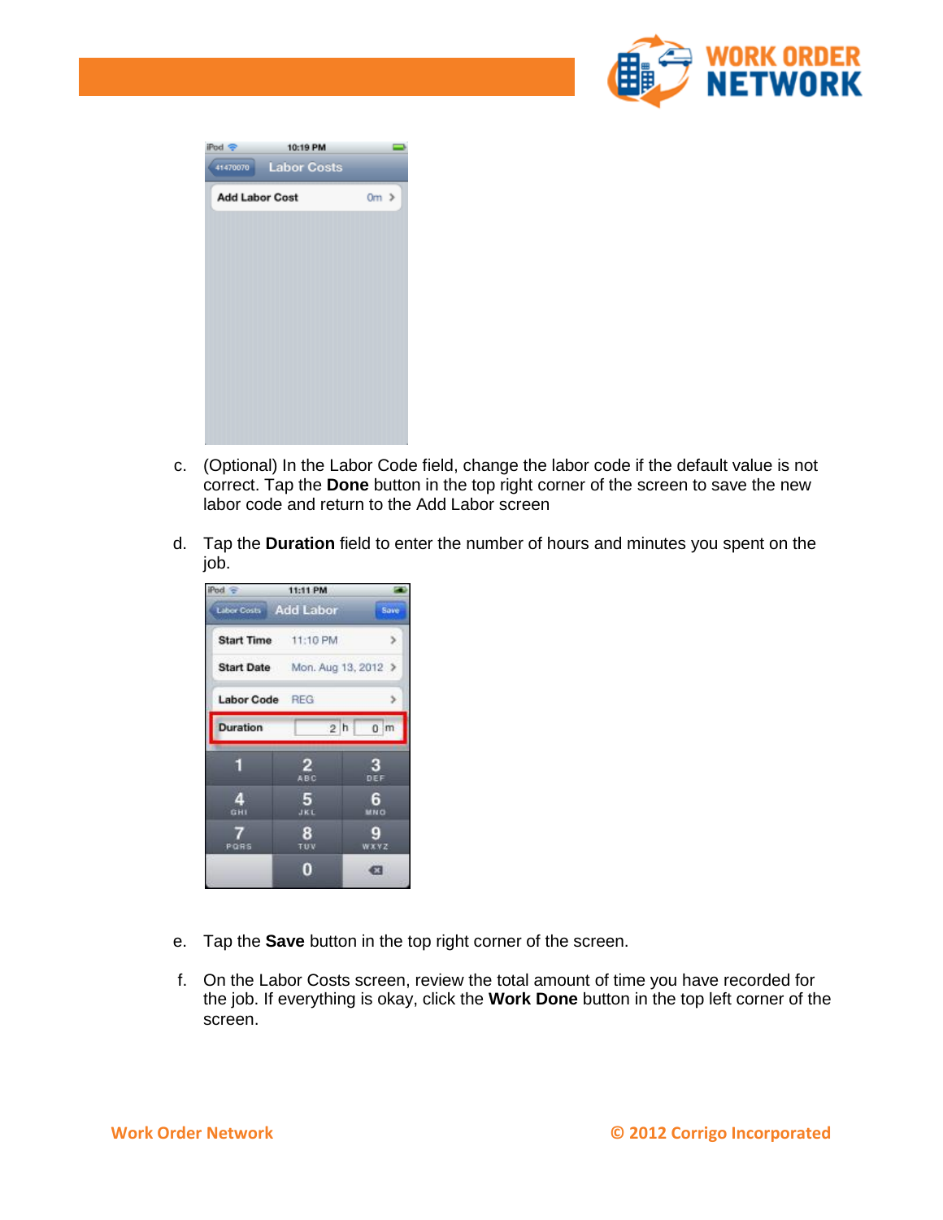c. (Optional) In the Labor Code field, change the labor code if the default value is not correct. Tap the **Done** button in the top right corner of the screen to save the new labor code and return to the Add Labor screen

d. Tap the **Duration** field to enter the number of hours and minutes you spent on the job.

e. Tap the **Save** button in the top right corner of the screen.

f. On the Labor Costs screen, review the total amount of time you have recorded for the job. If everything is okay, click the **Work Done** button in the top left corner of the screen.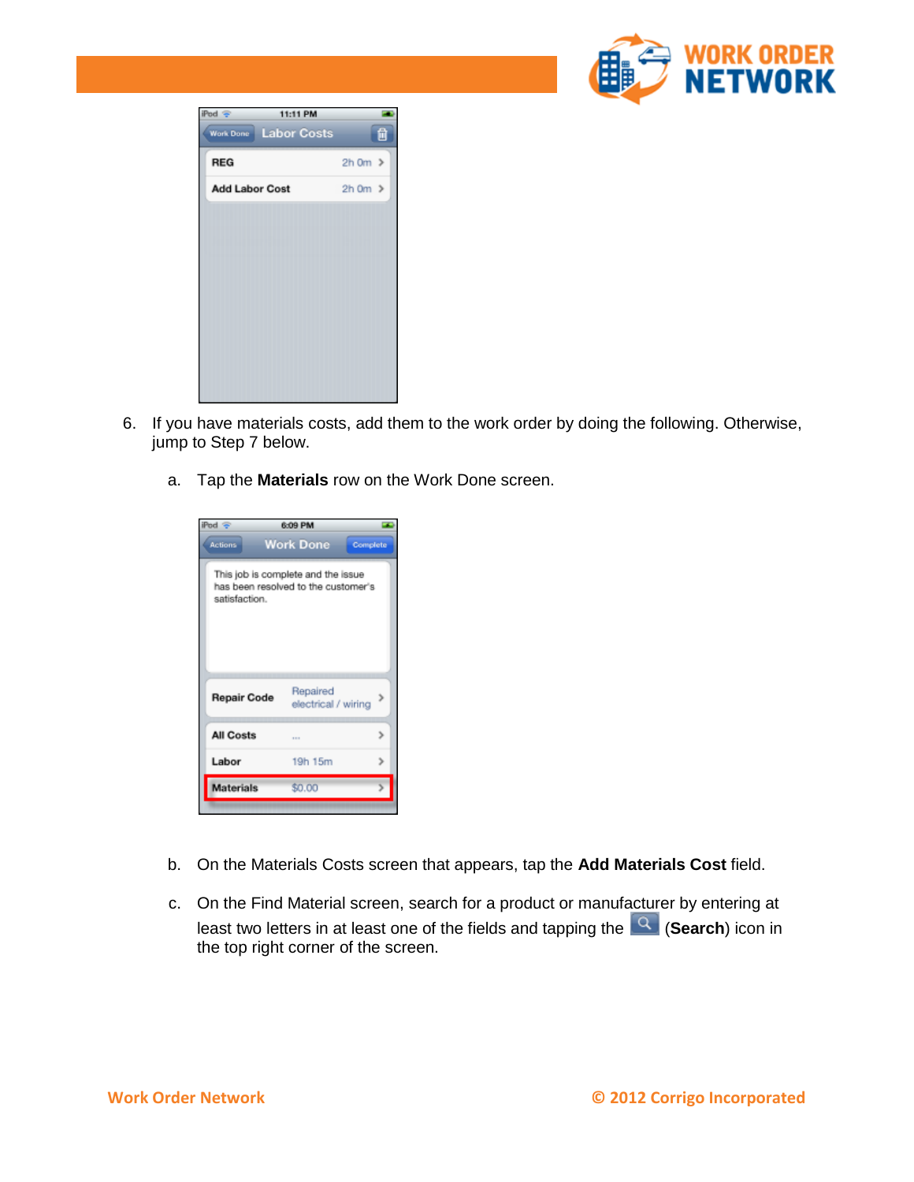6. If you have materials costs, add them to the work order by doing the following. Otherwise, jump to Step 7 below.

   a. Tap the **Materials** row on the Work Done screen.

   b. On the Materials Costs screen that appears, tap the **Add Materials Cost** field.

   c. On the Find Material screen, search for a product or manufacturer by entering at least two letters in at least one of the fields and tapping the (**Search**) icon in the top right corner of the screen.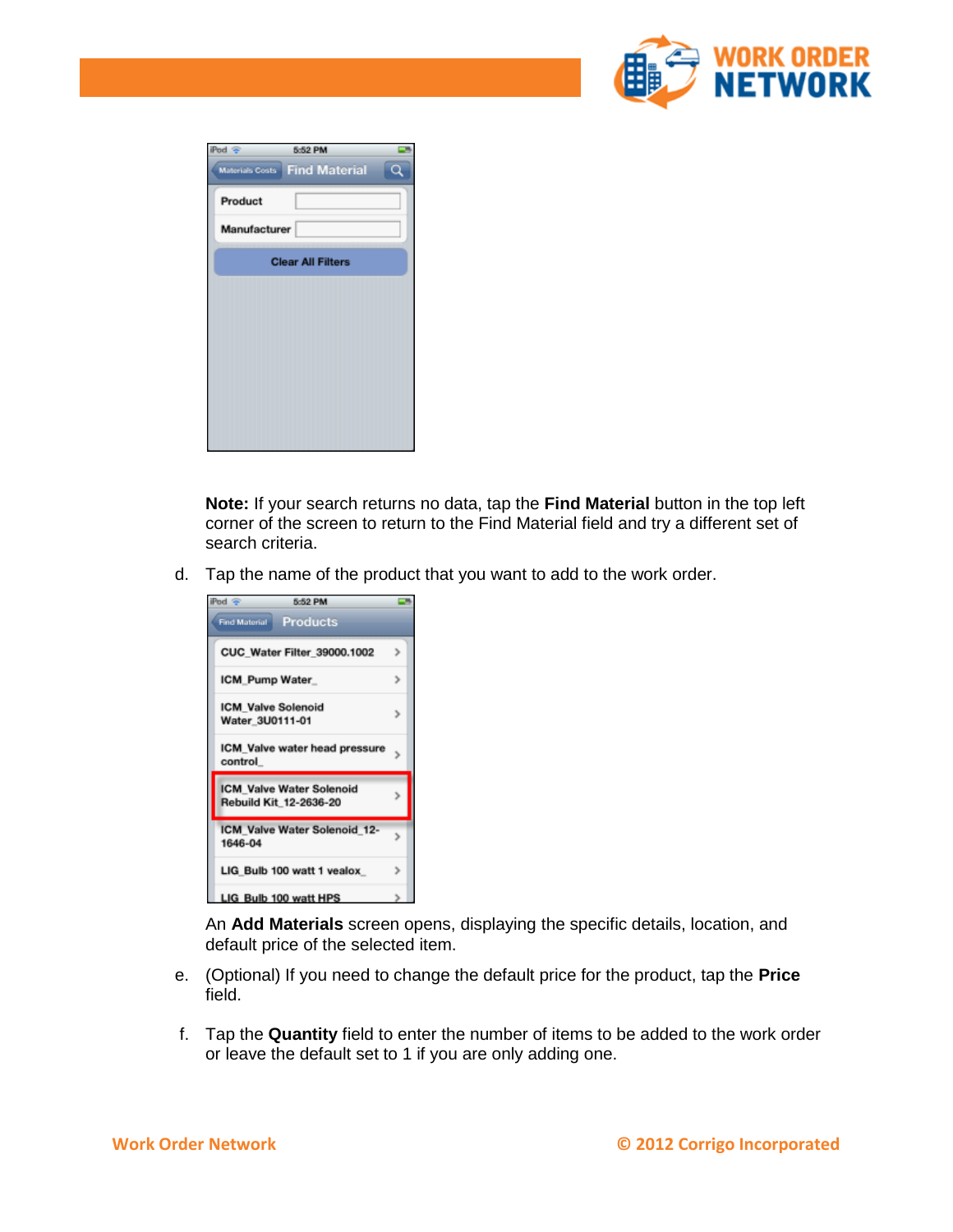**Note:** If your search returns no data, tap the **Find Material** button in the top left corner of the screen to return to the Find Material field and try a different set of search criteria.

d. Tap the name of the product that you want to add to the work order.

An **Add Materials** screen opens, displaying the specific details, location, and default price of the selected item.

e. (Optional) If you need to change the default price for the product, tap the **Price** field.

f. Tap the **Quantity** field to enter the number of items to be added to the work order or leave the default set to 1 if you are only adding one.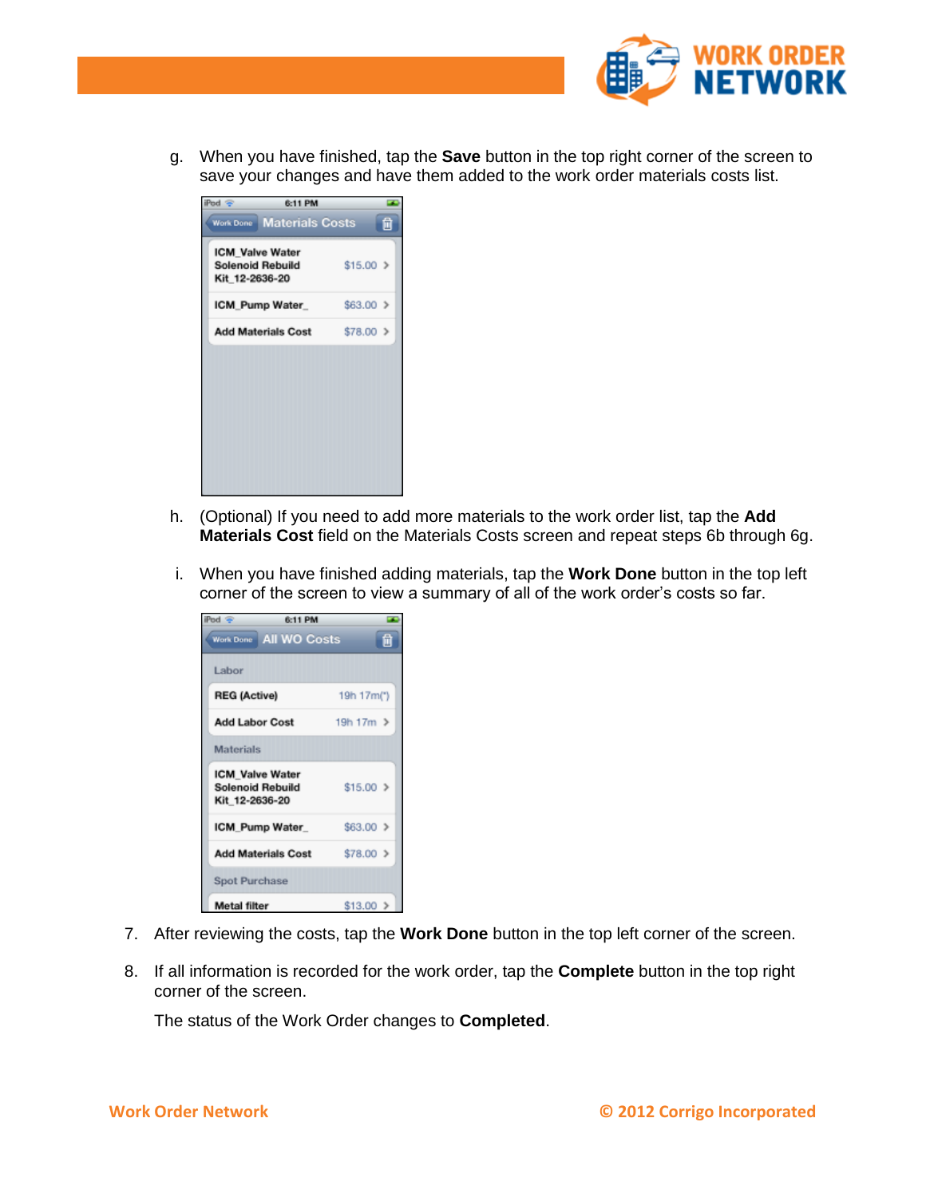g. When you have finished, tap the **Save** button in the top right corner of the screen to save your changes and have them added to the work order materials costs list.

h. (Optional) If you need to add more materials to the work order list, tap the **Add Materials Cost** field on the Materials Costs screen and repeat steps 6b through 6g.

i. When you have finished adding materials, tap the **Work Done** button in the top left corner of the screen to view a summary of all of the work order's costs so far.

7. After reviewing the costs, tap the **Work Done** button in the top left corner of the screen.

8. If all information is recorded for the work order, tap the **Complete** button in the top right corner of the screen.

   The status of the Work Order changes to **Completed**.